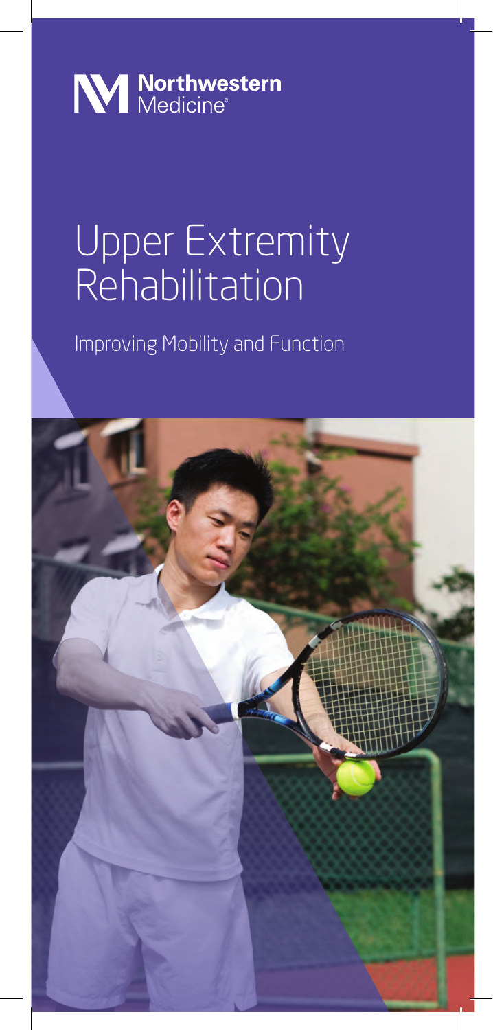Northwestern Medicine®

# Upper Extremity Rehabilitation

Improving Mobility and Function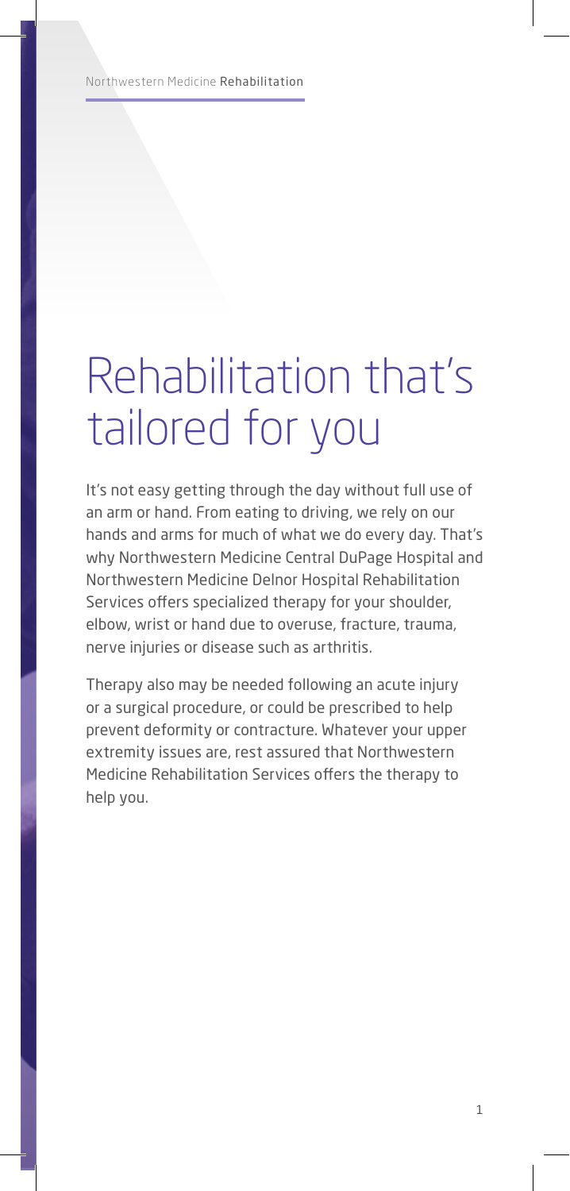# Rehabilitation that's tailored for you

It's not easy getting through the day without full use of an arm or hand. From eating to driving, we rely on our hands and arms for much of what we do every day. That's why Northwestern Medicine Central DuPage Hospital and Northwestern Medicine Delnor Hospital Rehabilitation Services offers specialized therapy for your shoulder, elbow, wrist or hand due to overuse, fracture, trauma, nerve injuries or disease such as arthritis.

Therapy also may be needed following an acute injury or a surgical procedure, or could be prescribed to help prevent deformity or contracture. Whatever your upper extremity issues are, rest assured that Northwestern Medicine Rehabilitation Services offers the therapy to help you.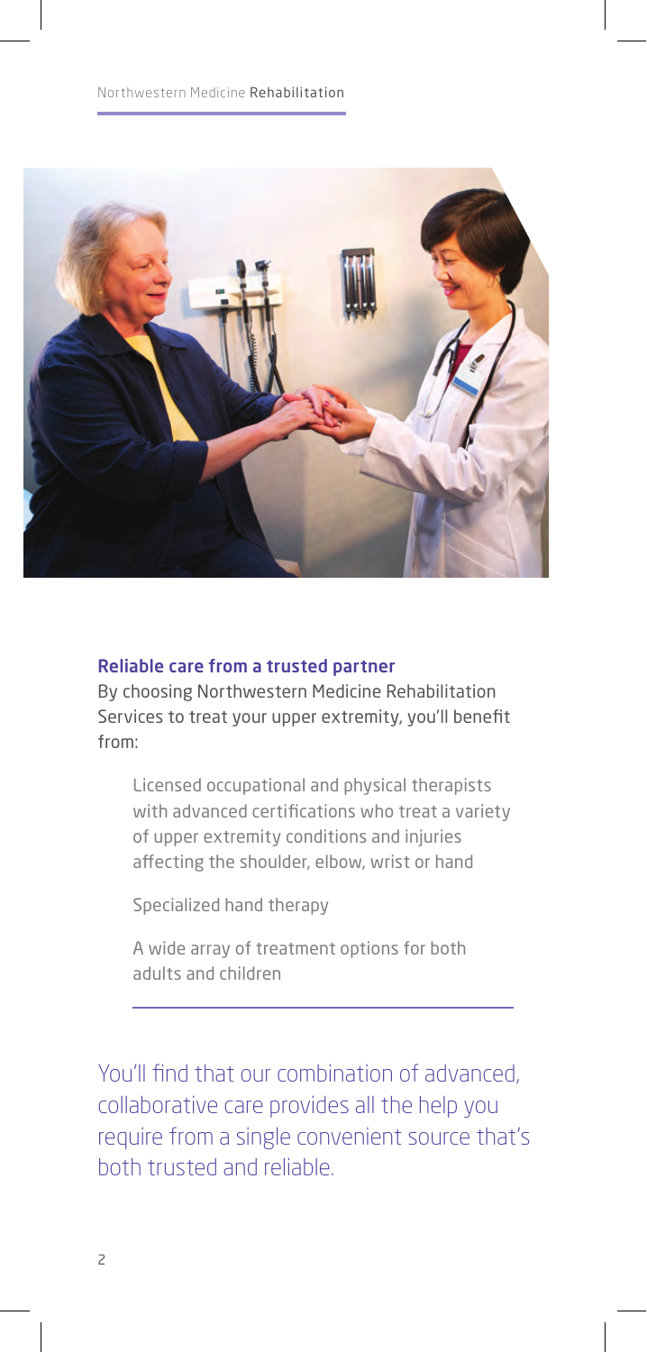## Reliable care from a trusted partner

By choosing Northwestern Medicine Rehabilitation Services to treat your upper extremity, you'll benefit from:

- Licensed occupational and physical therapists with advanced certifications who treat a variety of upper extremity conditions and injuries affecting the shoulder, elbow, wrist or hand
- Specialized hand therapy
- A wide array of treatment options for both adults and children

---

You'll find that our combination of advanced, collaborative care provides all the help you require from a single convenient source that's both trusted and reliable.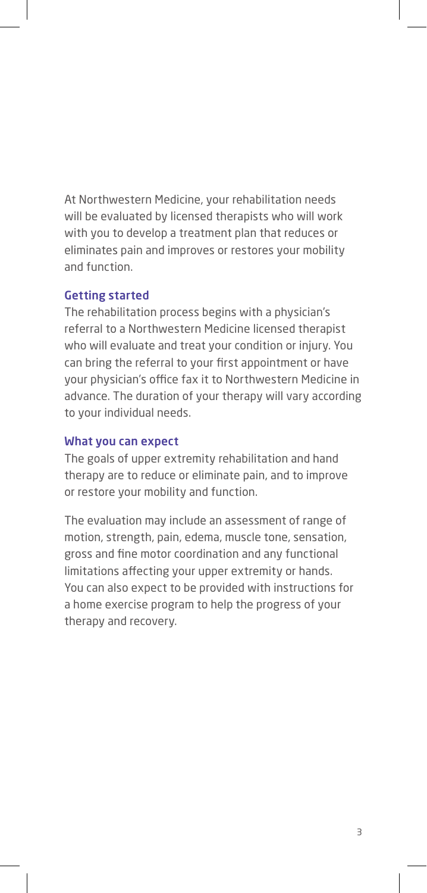At Northwestern Medicine, your rehabilitation needs will be evaluated by licensed therapists who will work with you to develop a treatment plan that reduces or eliminates pain and improves or restores your mobility and function.

## Getting started

The rehabilitation process begins with a physician's referral to a Northwestern Medicine licensed therapist who will evaluate and treat your condition or injury. You can bring the referral to your first appointment or have your physician's office fax it to Northwestern Medicine in advance. The duration of your therapy will vary according to your individual needs.

## What you can expect

The goals of upper extremity rehabilitation and hand therapy are to reduce or eliminate pain, and to improve or restore your mobility and function.

The evaluation may include an assessment of range of motion, strength, pain, edema, muscle tone, sensation, gross and fine motor coordination and any functional limitations affecting your upper extremity or hands. You can also expect to be provided with instructions for a home exercise program to help the progress of your therapy and recovery.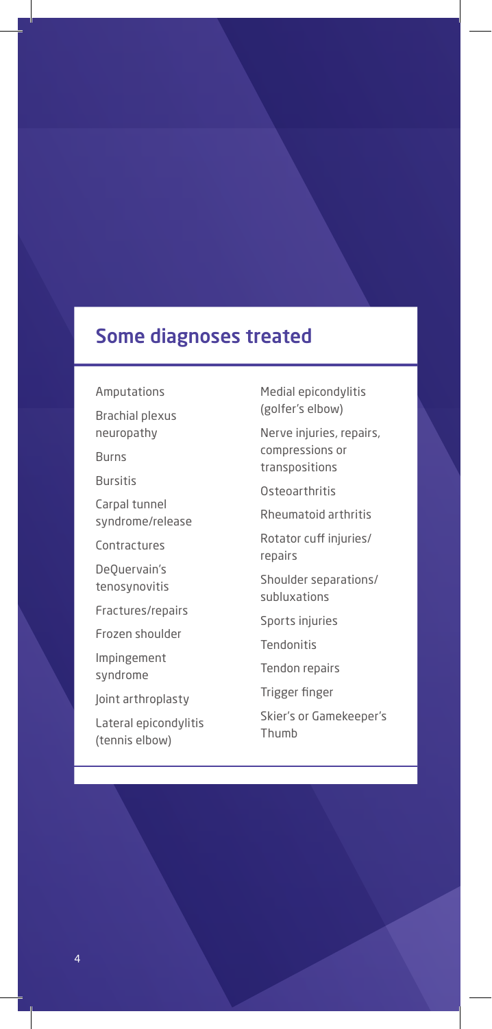## Some diagnoses treated

- Amputations
- Brachial plexus neuropathy
- Burns
- Bursitis
- Carpal tunnel syndrome/release
- Contractures
- DeQuervain's tenosynovitis
- Fractures/repairs
- Frozen shoulder
- Impingement syndrome
- Joint arthroplasty
- Lateral epicondylitis (tennis elbow)
- Medial epicondylitis (golfer's elbow)
- Nerve injuries, repairs, compressions or transpositions
- Osteoarthritis
- Rheumatoid arthritis
- Rotator cuff injuries/repairs
- Shoulder separations/subluxations
- Sports injuries
- Tendonitis
- Tendon repairs
- Trigger finger
- Skier's or Gamekeeper's Thumb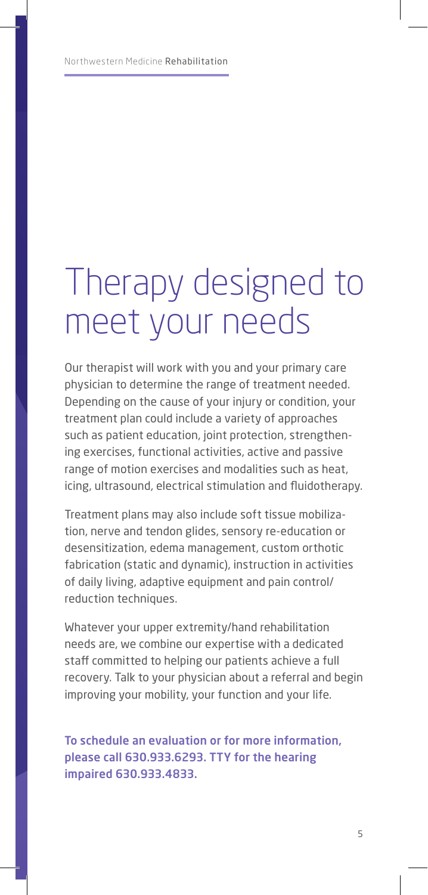# Therapy designed to meet your needs

Our therapist will work with you and your primary care physician to determine the range of treatment needed. Depending on the cause of your injury or condition, your treatment plan could include a variety of approaches such as patient education, joint protection, strengthening exercises, functional activities, active and passive range of motion exercises and modalities such as heat, icing, ultrasound, electrical stimulation and fluidotherapy.

Treatment plans may also include soft tissue mobilization, nerve and tendon glides, sensory re-education or desensitization, edema management, custom orthotic fabrication (static and dynamic), instruction in activities of daily living, adaptive equipment and pain control/ reduction techniques.

Whatever your upper extremity/hand rehabilitation needs are, we combine our expertise with a dedicated staff committed to helping our patients achieve a full recovery. Talk to your physician about a referral and begin improving your mobility, your function and your life.

**To schedule an evaluation or for more information, please call 630.933.6293. TTY for the hearing impaired 630.933.4833.**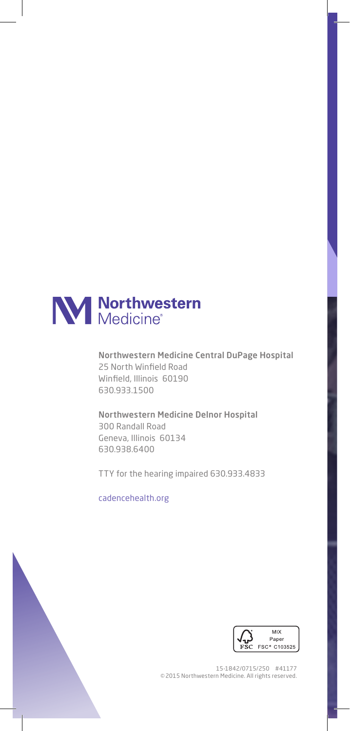Northwestern Medicine

**Northwestern Medicine Central DuPage Hospital**
25 North Winfield Road
Winfield, Illinois 60190
630.933.1500

**Northwestern Medicine Delnor Hospital**
300 Randall Road
Geneva, Illinois 60134
630.938.6400

TTY for the hearing impaired 630.933.4833

cadencehealth.org

MIX
Paper
FSC FSC® C103525

15-1842/0715/250 #41177
© 2015 Northwestern Medicine. All rights reserved.